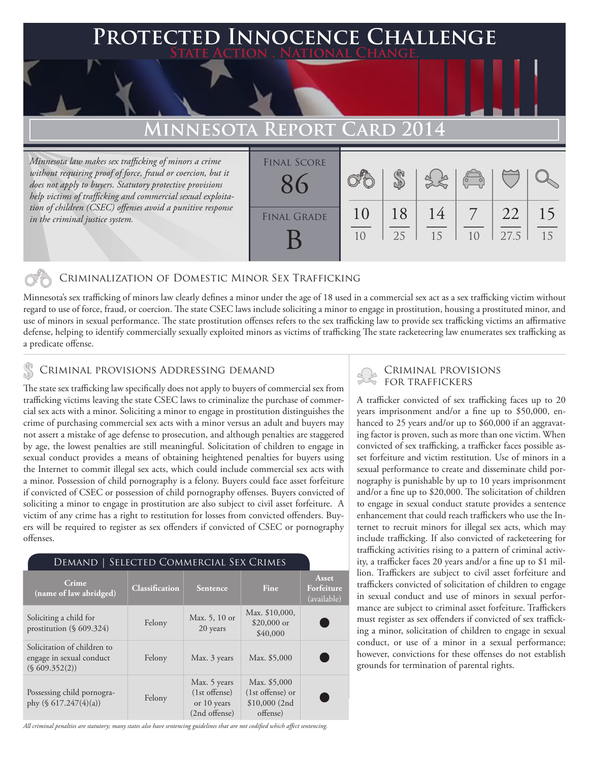# Protected Innocence Challenge

State Action . National Change.

## Minnesota Report Card 2014

*Minnesota law makes sex trafficking of minors a crime without requiring proof of force, fraud or coercion, but it does not apply to buyers. Statutory protective provisions help victims of trafficking and commercial sexual exploitation of children (CSEC) offenses avoid a punitive response in the criminal justice system.*

**Final Score:** 86

**Final Grade:** B

| Criminalization of Domestic Minor Sex Trafficking | Criminal Provisions Addressing Demand | Criminal Provisions for Traffickers | Criminal Provisions for Facilitators | Protective Provisions for Child Victims | Criminal Justice Tools for Investigation and Prosecution |
|---|---|---|---|---|---|
| 10/10 | 18/25 | 14/15 | 7/10 | 22/27.5 | 15/15 |

### Criminalization of Domestic Minor Sex Trafficking

Minnesota's sex trafficking of minors law clearly defines a minor under the age of 18 used in a commercial sex act as a sex trafficking victim without regard to use of force, fraud, or coercion. The state CSEC laws include soliciting a minor to engage in prostitution, housing a prostituted minor, and use of minors in sexual performance. The state prostitution offenses refers to the sex trafficking law to provide sex trafficking victims an affirmative defense, helping to identify commercially sexually exploited minors as victims of trafficking The state racketeering law enumerates sex trafficking as a predicate offense.

### Criminal provisions Addressing demand

The state sex trafficking law specifically does not apply to buyers of commercial sex from trafficking victims leaving the state CSEC laws to criminalize the purchase of commercial sex acts with a minor. Soliciting a minor to engage in prostitution distinguishes the crime of purchasing commercial sex acts with a minor versus an adult and buyers may not assert a mistake of age defense to prosecution, and although penalties are staggered by age, the lowest penalties are still meaningful. Solicitation of children to engage in sexual conduct provides a means of obtaining heightened penalties for buyers using the Internet to commit illegal sex acts, which could include commercial sex acts with a minor. Possession of child pornography is a felony. Buyers could face asset forfeiture if convicted of CSEC or possession of child pornography offenses. Buyers convicted of soliciting a minor to engage in prostitution are also subject to civil asset forfeiture. A victim of any crime has a right to restitution for losses from convicted offenders. Buyers will be required to register as sex offenders if convicted of CSEC or pornography offenses.

#### Demand | Selected Commercial Sex Crimes

| Crime (name of law abridged) | Classification | Sentence | Fine | Asset Forfeiture (available) |
|---|---|---|---|---|
| Soliciting a child for prostitution (§ 609.324) | Felony | Max. 5, 10 or 20 years | Max. $10,000, $20,000 or $40,000 | ● |
| Solicitation of children to engage in sexual conduct (§ 609.352(2)) | Felony | Max. 3 years | Max. $5,000 | ● |
| Possessing child pornography (§ 617.247(4)(a)) | Felony | Max. 5 years (1st offense) or 10 years (2nd offense) | Max. $5,000 (1st offense) or $10,000 (2nd offense) | ● |

*All criminal penalties are statutory; many states also have sentencing guidelines that are not codified which affect sentencing.*

### Criminal provisions for traffickers

A trafficker convicted of sex trafficking faces up to 20 years imprisonment and/or a fine up to $50,000, enhanced to 25 years and/or up to $60,000 if an aggravating factor is proven, such as more than one victim. When convicted of sex trafficking, a trafficker faces possible asset forfeiture and victim restitution. Use of minors in a sexual performance to create and disseminate child pornography is punishable by up to 10 years imprisonment and/or a fine up to $20,000. The solicitation of children to engage in sexual conduct statute provides a sentence enhancement that could reach traffickers who use the Internet to recruit minors for illegal sex acts, which may include trafficking. If also convicted of racketeering for trafficking activities rising to a pattern of criminal activity, a trafficker faces 20 years and/or a fine up to $1 million. Traffickers are subject to civil asset forfeiture and traffickers convicted of solicitation of children to engage in sexual conduct and use of minors in sexual performance are subject to criminal asset forfeiture. Traffickers must register as sex offenders if convicted of sex trafficking a minor, solicitation of children to engage in sexual conduct, or use of a minor in a sexual performance; however, convictions for these offenses do not establish grounds for termination of parental rights.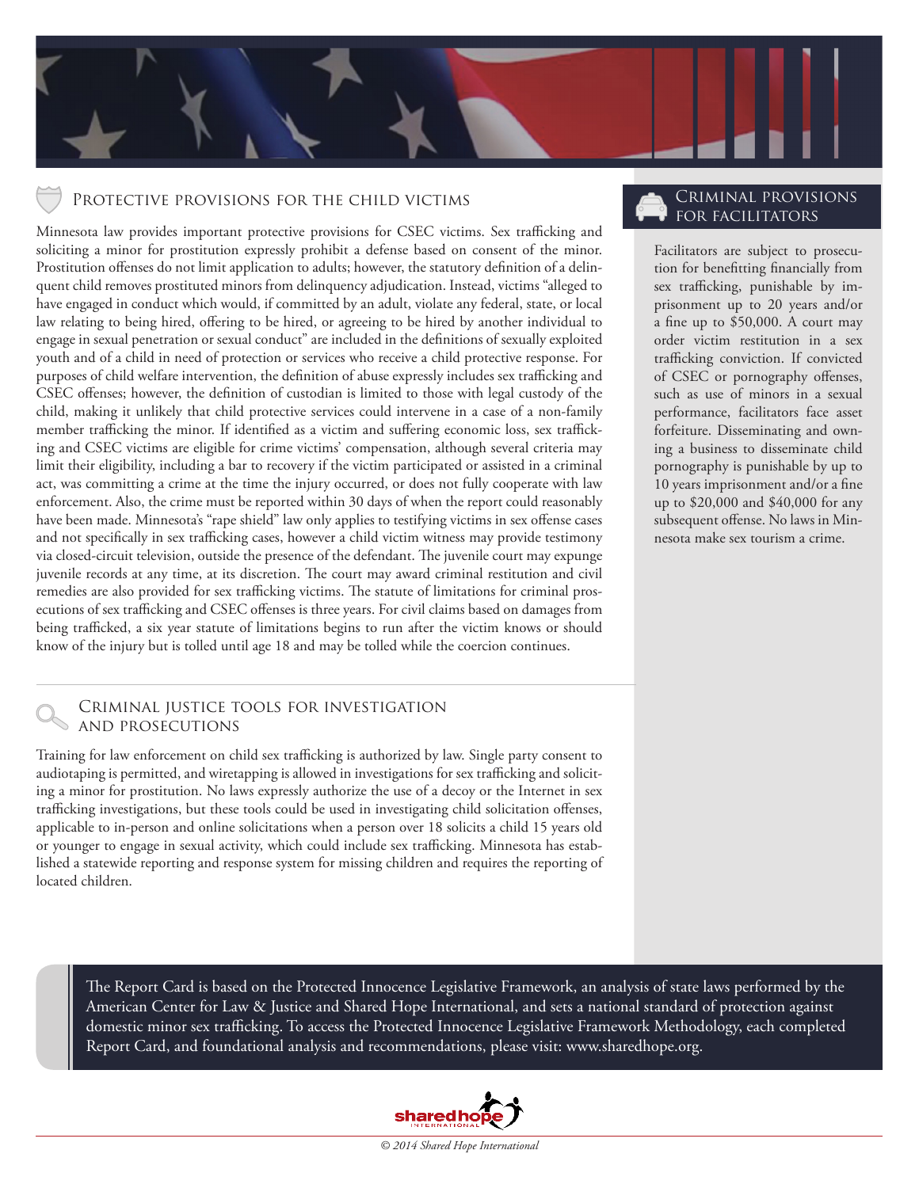## Protective provisions for the child victims

Minnesota law provides important protective provisions for CSEC victims. Sex trafficking and soliciting a minor for prostitution expressly prohibit a defense based on consent of the minor. Prostitution offenses do not limit application to adults; however, the statutory definition of a delinquent child removes prostituted minors from delinquency adjudication. Instead, victims "alleged to have engaged in conduct which would, if committed by an adult, violate any federal, state, or local law relating to being hired, offering to be hired, or agreeing to be hired by another individual to engage in sexual penetration or sexual conduct" are included in the definitions of sexually exploited youth and of a child in need of protection or services who receive a child protective response. For purposes of child welfare intervention, the definition of abuse expressly includes sex trafficking and CSEC offenses; however, the definition of custodian is limited to those with legal custody of the child, making it unlikely that child protective services could intervene in a case of a non-family member trafficking the minor. If identified as a victim and suffering economic loss, sex trafficking and CSEC victims are eligible for crime victims' compensation, although several criteria may limit their eligibility, including a bar to recovery if the victim participated or assisted in a criminal act, was committing a crime at the time the injury occurred, or does not fully cooperate with law enforcement. Also, the crime must be reported within 30 days of when the report could reasonably have been made. Minnesota's "rape shield" law only applies to testifying victims in sex offense cases and not specifically in sex trafficking cases, however a child victim witness may provide testimony via closed-circuit television, outside the presence of the defendant. The juvenile court may expunge juvenile records at any time, at its discretion. The court may award criminal restitution and civil remedies are also provided for sex trafficking victims. The statute of limitations for criminal prosecutions of sex trafficking and CSEC offenses is three years. For civil claims based on damages from being trafficked, a six year statute of limitations begins to run after the victim knows or should know of the injury but is tolled until age 18 and may be tolled while the coercion continues.

## Criminal justice tools for investigation and prosecutions

Training for law enforcement on child sex trafficking is authorized by law. Single party consent to audiotaping is permitted, and wiretapping is allowed in investigations for sex trafficking and soliciting a minor for prostitution. No laws expressly authorize the use of a decoy or the Internet in sex trafficking investigations, but these tools could be used in investigating child solicitation offenses, applicable to in-person and online solicitations when a person over 18 solicits a child 15 years old or younger to engage in sexual activity, which could include sex trafficking. Minnesota has established a statewide reporting and response system for missing children and requires the reporting of located children.

## Criminal provisions for facilitators

Facilitators are subject to prosecution for benefitting financially from sex trafficking, punishable by imprisonment up to 20 years and/or a fine up to $50,000. A court may order victim restitution in a sex trafficking conviction. If convicted of CSEC or pornography offenses, such as use of minors in a sexual performance, facilitators face asset forfeiture. Disseminating and owning a business to disseminate child pornography is punishable by up to 10 years imprisonment and/or a fine up to $20,000 and $40,000 for any subsequent offense. No laws in Minnesota make sex tourism a crime.

The Report Card is based on the Protected Innocence Legislative Framework, an analysis of state laws performed by the American Center for Law & Justice and Shared Hope International, and sets a national standard of protection against domestic minor sex trafficking. To access the Protected Innocence Legislative Framework Methodology, each completed Report Card, and foundational analysis and recommendations, please visit: www.sharedhope.org.

*© 2014 Shared Hope International*